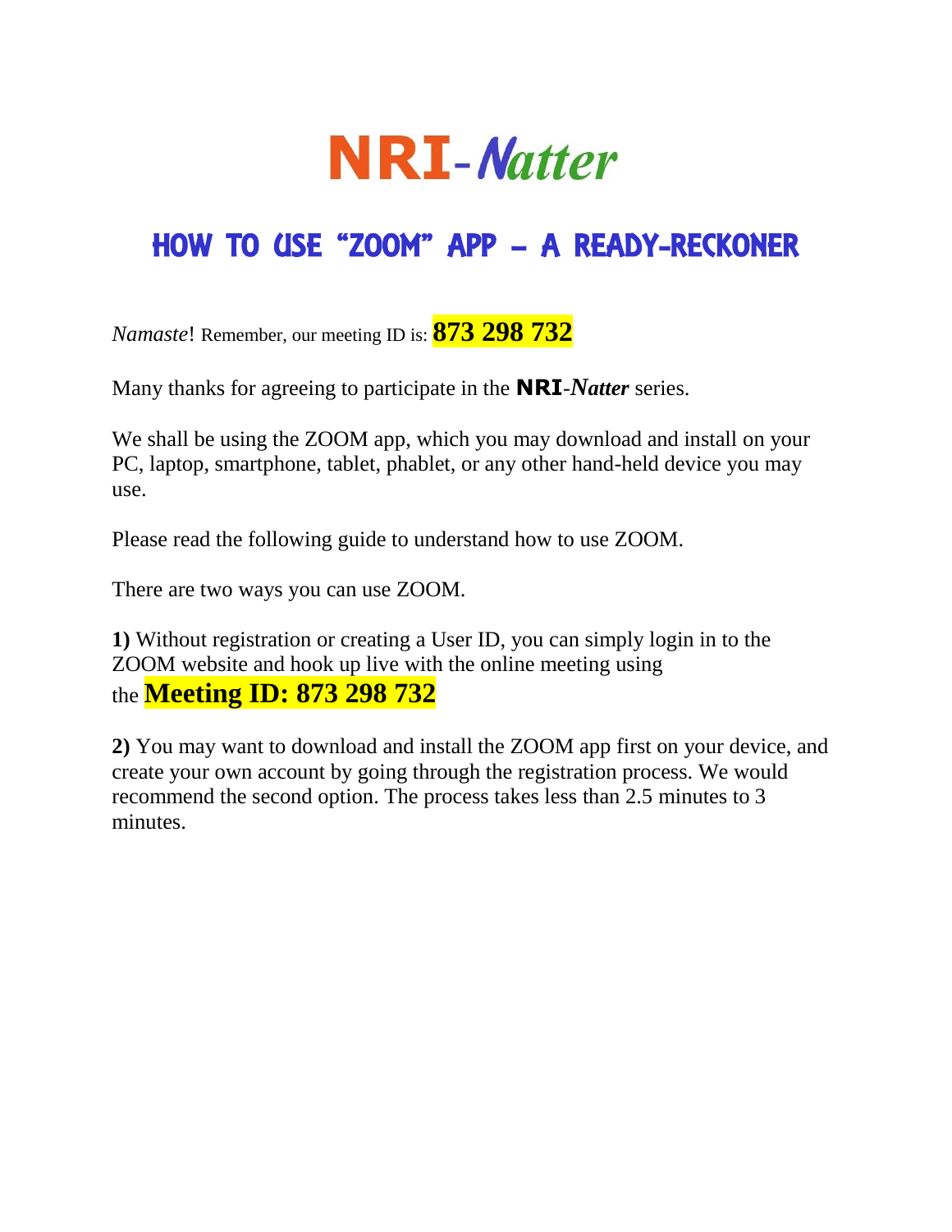# NRI-*Natter*

## HOW TO USE "ZOOM" APP – A READY-RECKONER

*Namaste*! Remember, our meeting ID is: **873 298 732**

Many thanks for agreeing to participate in the **NRI**-***Natter*** series.

We shall be using the ZOOM app, which you may download and install on your PC, laptop, smartphone, tablet, phablet, or any other hand-held device you may use.

Please read the following guide to understand how to use ZOOM.

There are two ways you can use ZOOM.

**1)** Without registration or creating a User ID, you can simply login in to the ZOOM website and hook up live with the online meeting using the **Meeting ID: 873 298 732**

**2)** You may want to download and install the ZOOM app first on your device, and create your own account by going through the registration process. We would recommend the second option. The process takes less than 2.5 minutes to 3 minutes.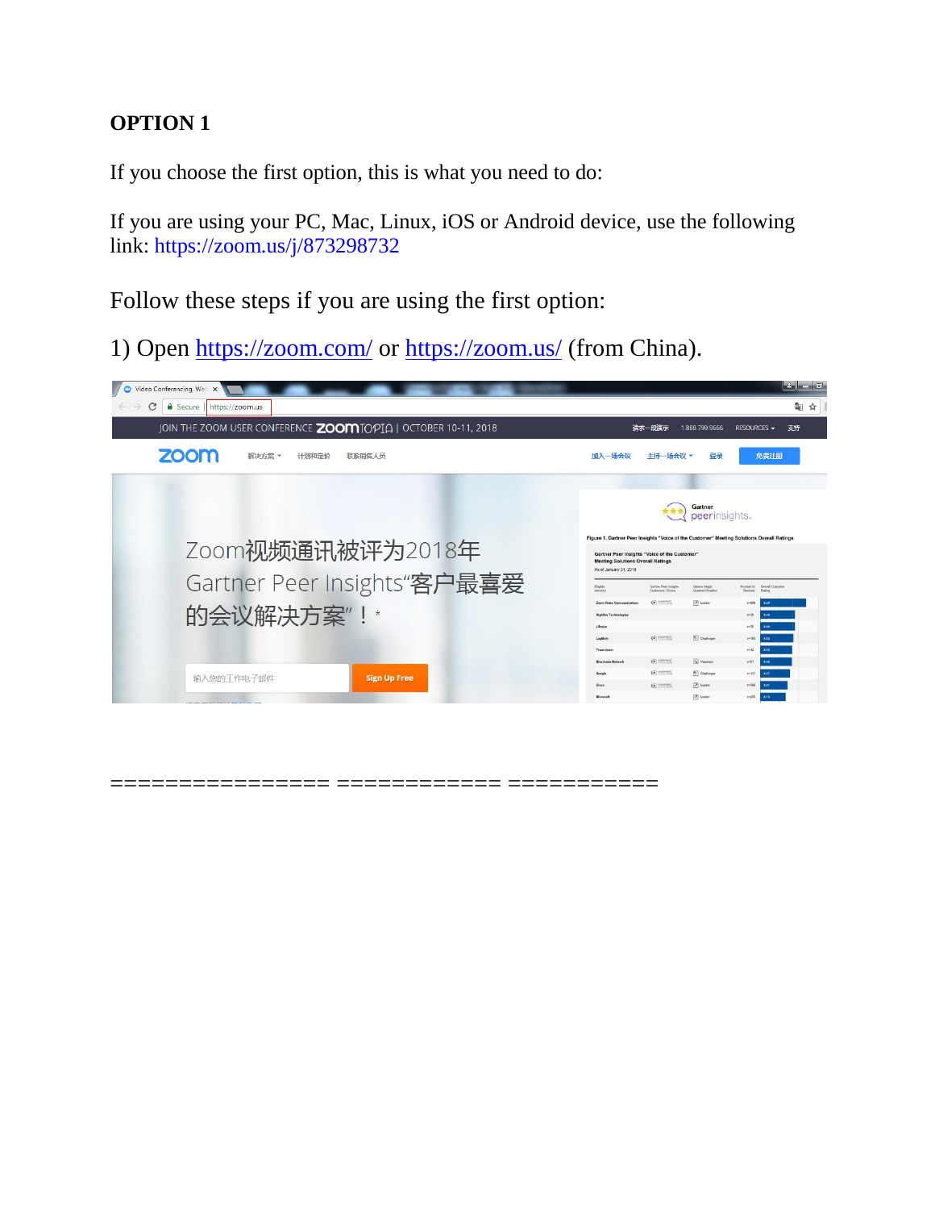**OPTION 1**

If you choose the first option, this is what you need to do:

If you are using your PC, Mac, Linux, iOS or Android device, use the following link: https://zoom.us/j/873298732

Follow these steps if you are using the first option:

1) Open https://zoom.com/ or https://zoom.us/ (from China).

================ ============ ===========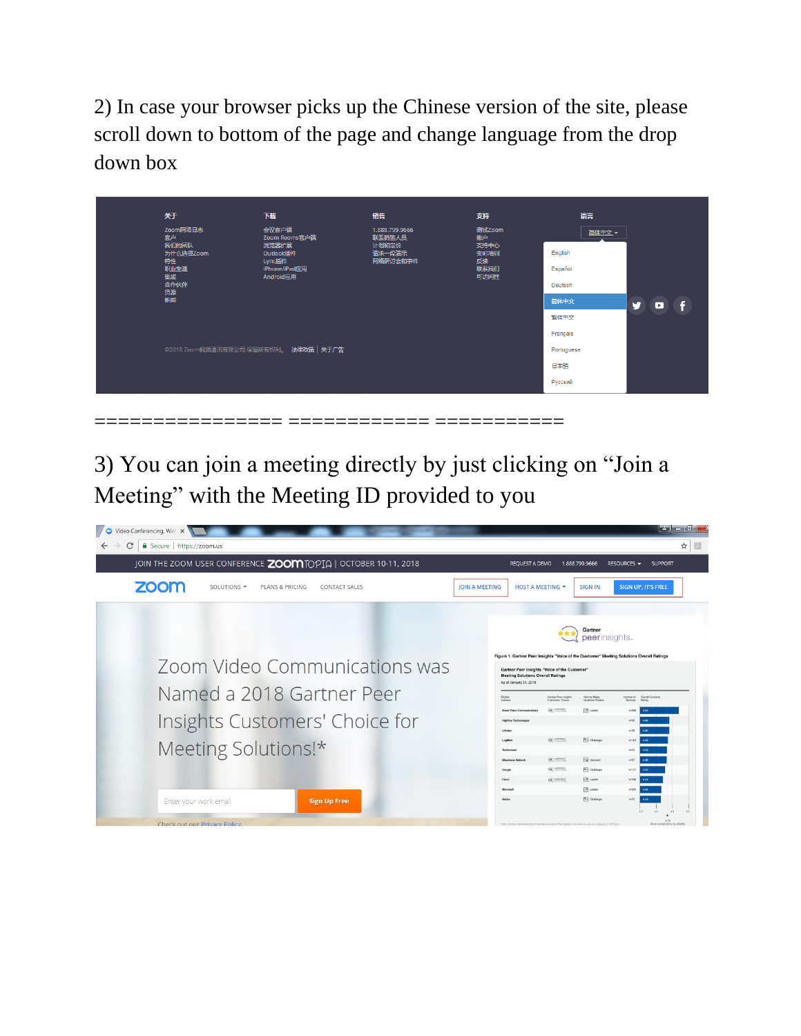2) In case your browser picks up the Chinese version of the site, please scroll down to bottom of the page and change language from the drop down box

================ ============ ===========

3) You can join a meeting directly by just clicking on "Join a Meeting" with the Meeting ID provided to you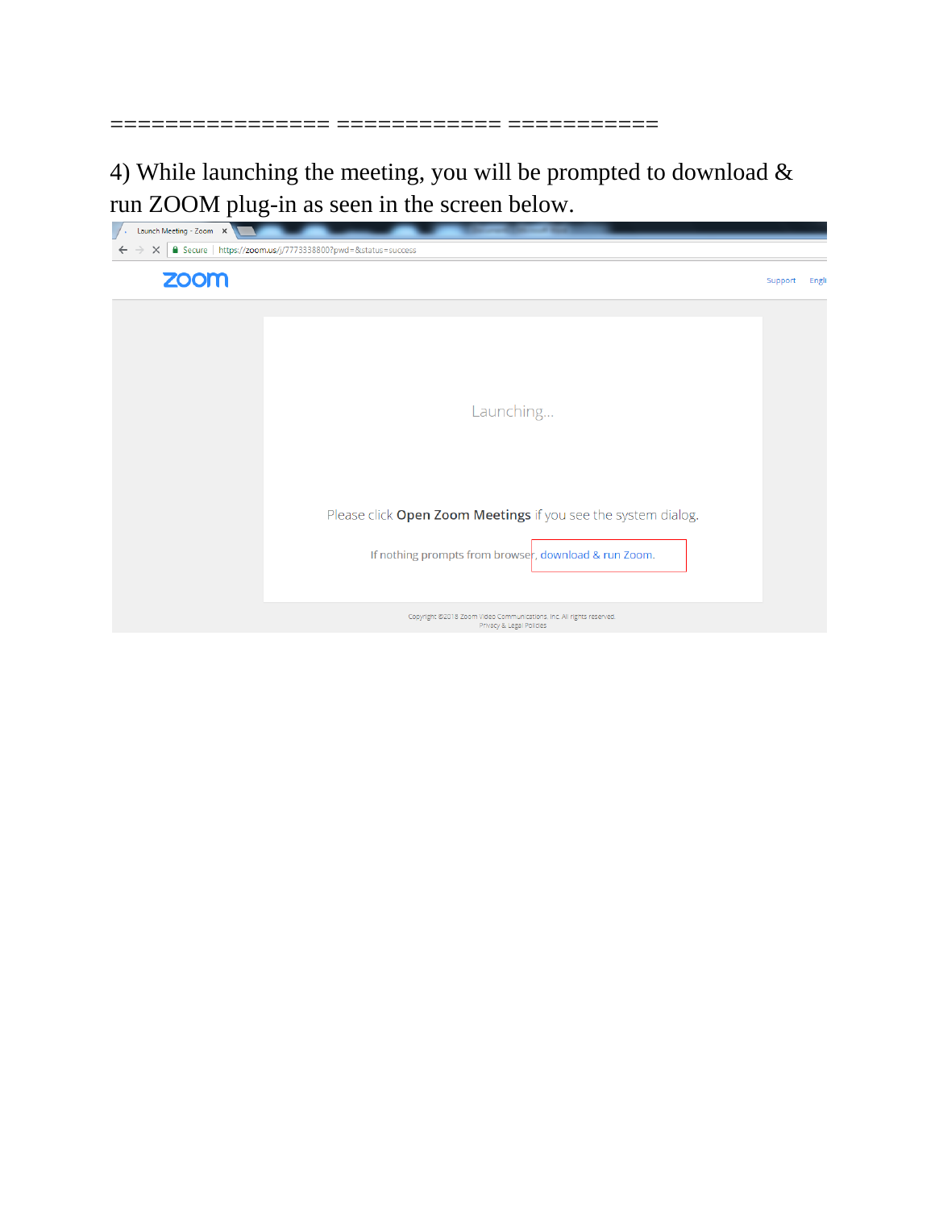================ ============ ===========

4) While launching the meeting, you will be prompted to download & run ZOOM plug-in as seen in the screen below.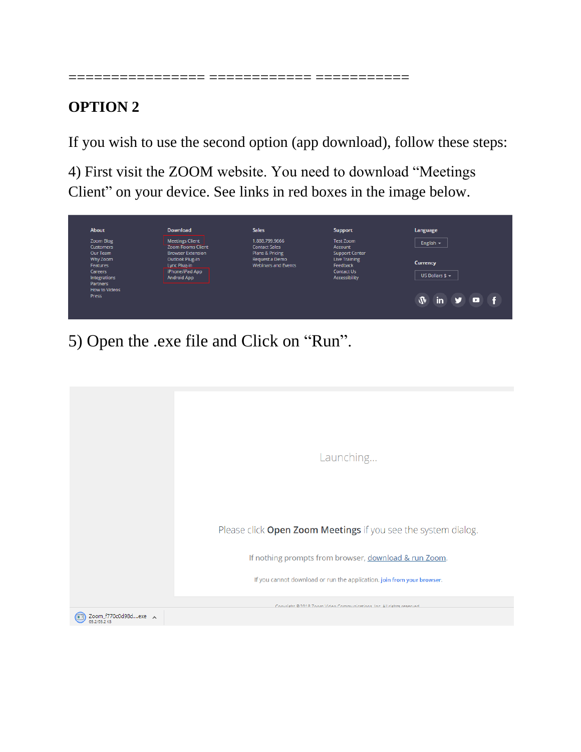================ ============ ===========

**OPTION 2**

If you wish to use the second option (app download), follow these steps:

4) First visit the ZOOM website. You need to download "Meetings Client" on your device. See links in red boxes in the image below.

5) Open the .exe file and Click on "Run".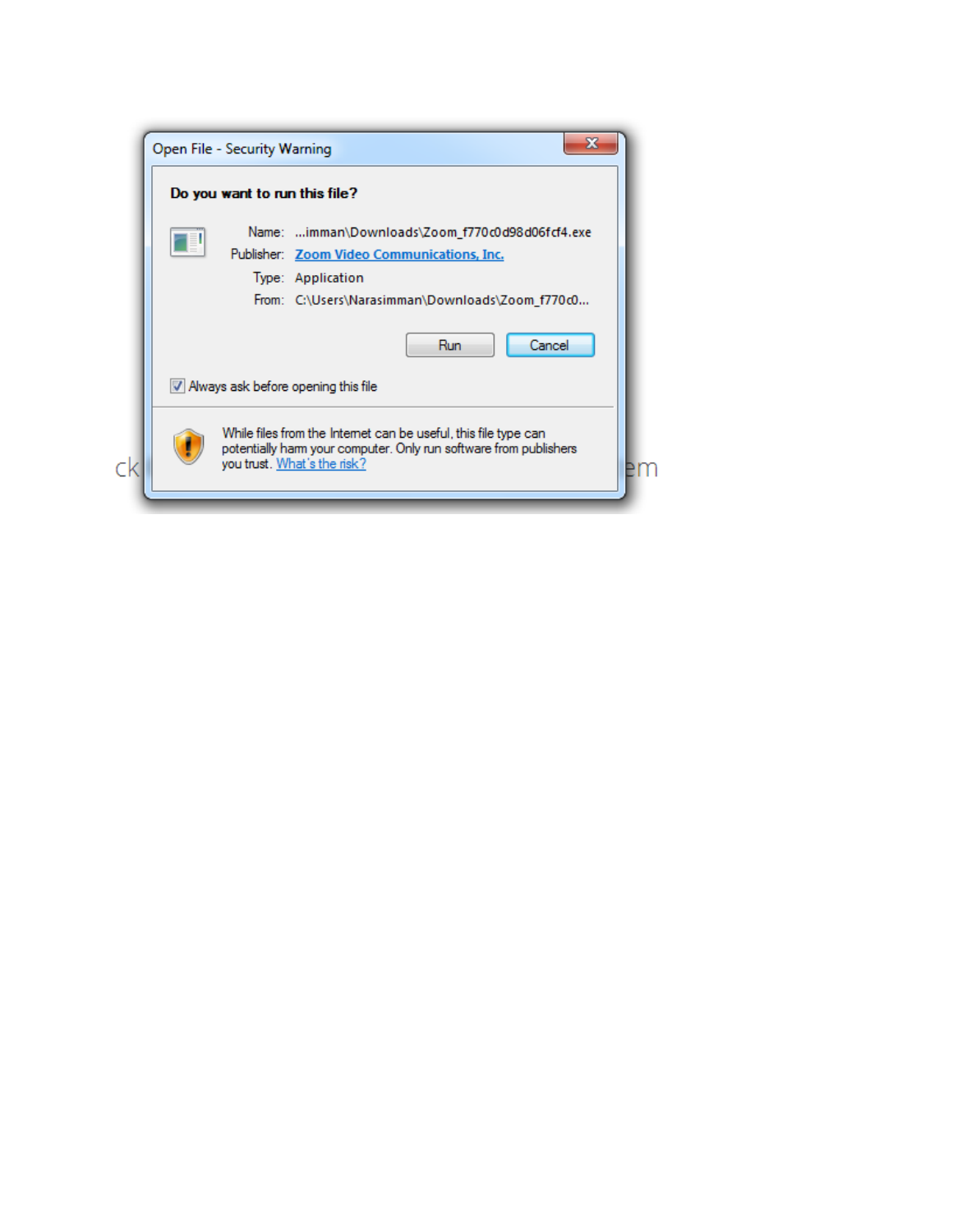Open File - Security Warning

**Do you want to run this file?**

Name: ...imman\Downloads\Zoom_f770c0d98d06fcf4.exe

Publisher: Zoom Video Communications, Inc.

Type: Application

From: C:\Users\Narasimman\Downloads\Zoom_f770c0...

Run Cancel

Always ask before opening this file

While files from the Internet can be useful, this file type can potentially harm your computer. Only run software from publishers you trust. What's the risk?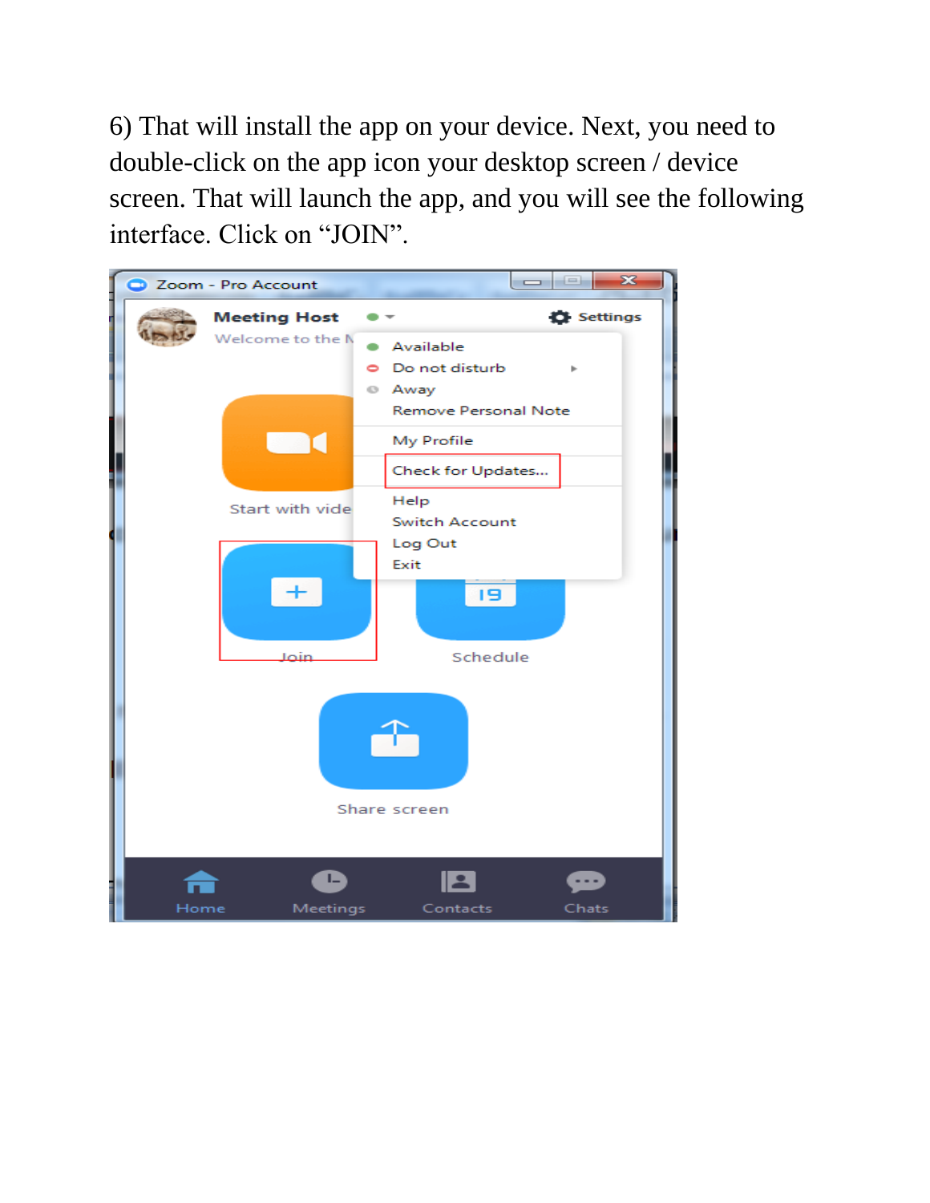6) That will install the app on your device. Next, you need to double-click on the app icon your desktop screen / device screen. That will launch the app, and you will see the following interface. Click on "JOIN".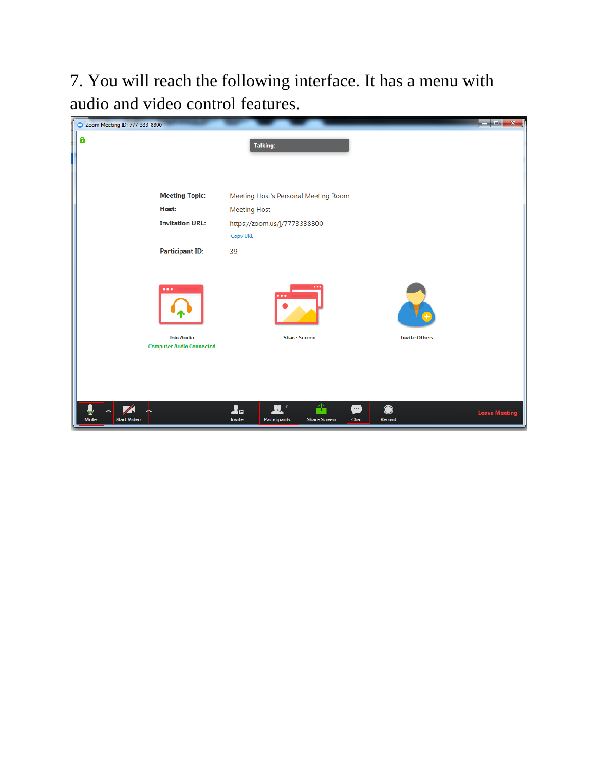7. You will reach the following interface. It has a menu with audio and video control features.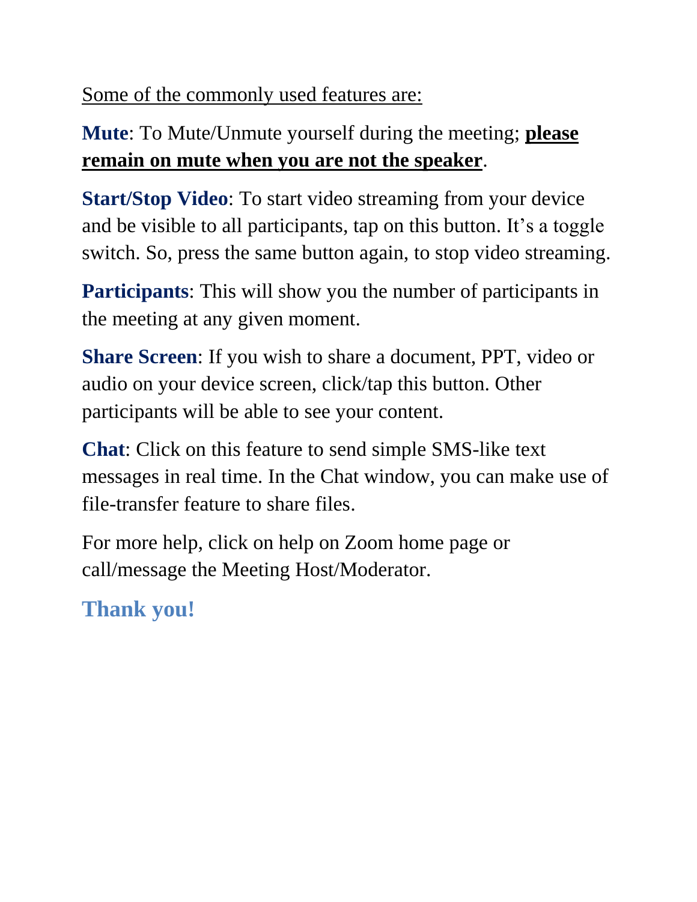Some of the commonly used features are:

**Mute**: To Mute/Unmute yourself during the meeting; **please remain on mute when you are not the speaker**.

**Start/Stop Video**: To start video streaming from your device and be visible to all participants, tap on this button. It's a toggle switch. So, press the same button again, to stop video streaming.

**Participants**: This will show you the number of participants in the meeting at any given moment.

**Share Screen**: If you wish to share a document, PPT, video or audio on your device screen, click/tap this button. Other participants will be able to see your content.

**Chat**: Click on this feature to send simple SMS-like text messages in real time. In the Chat window, you can make use of file-transfer feature to share files.

For more help, click on help on Zoom home page or call/message the Meeting Host/Moderator.

**Thank you!**